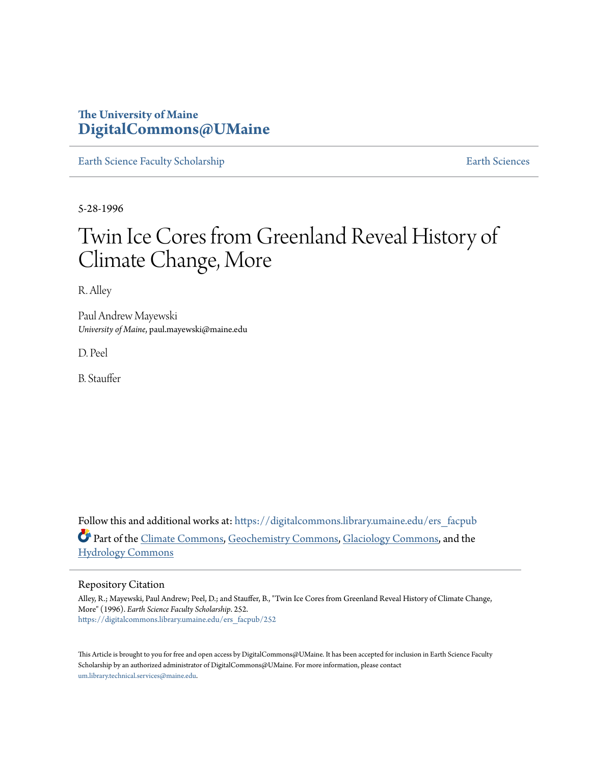**The University of Maine**
**DigitalCommons@UMaine**

Earth Science Faculty Scholarship | Earth Sciences

5-28-1996

# Twin Ice Cores from Greenland Reveal History of Climate Change, More

R. Alley

Paul Andrew Mayewski
*University of Maine*, paul.mayewski@maine.edu

D. Peel

B. Stauffer

Follow this and additional works at: https://digitalcommons.library.umaine.edu/ers_facpub

Part of the Climate Commons, Geochemistry Commons, Glaciology Commons, and the Hydrology Commons

## Repository Citation

Alley, R.; Mayewski, Paul Andrew; Peel, D.; and Stauffer, B., "Twin Ice Cores from Greenland Reveal History of Climate Change, More" (1996). *Earth Science Faculty Scholarship*. 252.
https://digitalcommons.library.umaine.edu/ers_facpub/252

This Article is brought to you for free and open access by DigitalCommons@UMaine. It has been accepted for inclusion in Earth Science Faculty Scholarship by an authorized administrator of DigitalCommons@UMaine. For more information, please contact um.library.technical.services@maine.edu.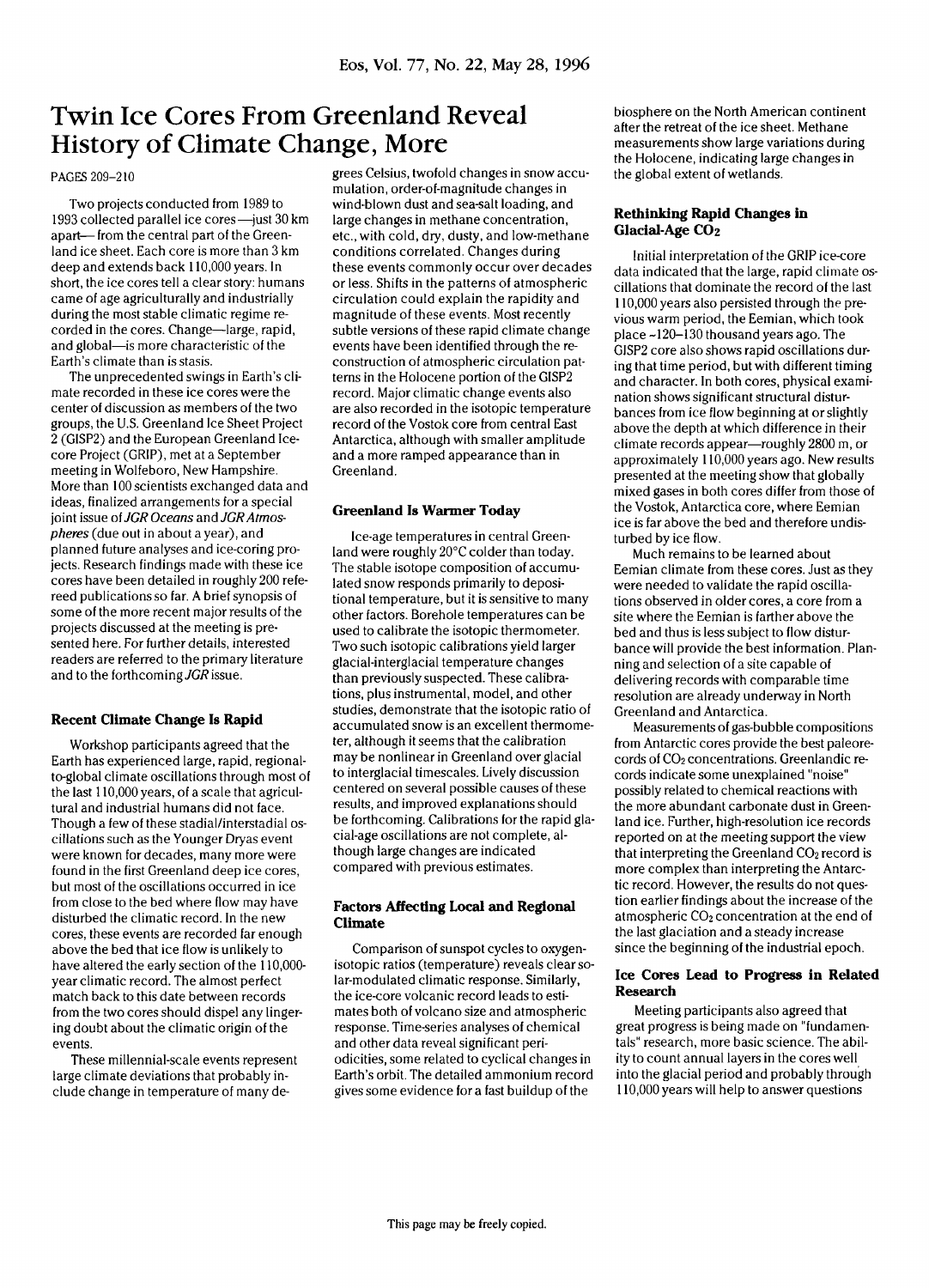# Twin Ice Cores From Greenland Reveal History of Climate Change, More

PAGES 209–210

Two projects conducted from 1989 to 1993 collected parallel ice cores—just 30 km apart—from the central part of the Greenland ice sheet. Each core is more than 3 km deep and extends back 110,000 years. In short, the ice cores tell a clear story: humans came of age agriculturally and industrially during the most stable climatic regime recorded in the cores. Change—large, rapid, and global—is more characteristic of the Earth's climate than is stasis.

The unprecedented swings in Earth's climate recorded in these ice cores were the center of discussion as members of the two groups, the U.S. Greenland Ice Sheet Project 2 (GISP2) and the European Greenland Icecore Project (GRIP), met at a September meeting in Wolfeboro, New Hampshire. More than 100 scientists exchanged data and ideas, finalized arrangements for a special joint issue of *JGR Oceans* and *JGR Atmospheres* (due out in about a year), and planned future analyses and ice-coring projects. Research findings made with these ice cores have been detailed in roughly 200 refereed publications so far. A brief synopsis of some of the more recent major results of the projects discussed at the meeting is presented here. For further details, interested readers are referred to the primary literature and to the forthcoming *JGR* issue.

### Recent Climate Change Is Rapid

Workshop participants agreed that the Earth has experienced large, rapid, regional-to-global climate oscillations through most of the last 110,000 years, of a scale that agricultural and industrial humans did not face. Though a few of these stadial/interstadial oscillations such as the Younger Dryas event were known for decades, many more were found in the first Greenland deep ice cores, but most of the oscillations occurred in ice from close to the bed where flow may have disturbed the climatic record. In the new cores, these events are recorded far enough above the bed that ice flow is unlikely to have altered the early section of the 110,000-year climatic record. The almost perfect match back to this date between records from the two cores should dispel any lingering doubt about the climatic origin of the events.

These millennial-scale events represent large climate deviations that probably include change in temperature of many degrees Celsius, twofold changes in snow accumulation, order-of-magnitude changes in wind-blown dust and sea-salt loading, and large changes in methane concentration, etc., with cold, dry, dusty, and low-methane conditions correlated. Changes during these events commonly occur over decades or less. Shifts in the patterns of atmospheric circulation could explain the rapidity and magnitude of these events. Most recently subtle versions of these rapid climate change events have been identified through the reconstruction of atmospheric circulation patterns in the Holocene portion of the GISP2 record. Major climatic change events also are also recorded in the isotopic temperature record of the Vostok core from central East Antarctica, although with smaller amplitude and a more ramped appearance than in Greenland.

### Greenland Is Warmer Today

Ice-age temperatures in central Greenland were roughly 20°C colder than today. The stable isotope composition of accumulated snow responds primarily to depositional temperature, but it is sensitive to many other factors. Borehole temperatures can be used to calibrate the isotopic thermometer. Two such isotopic calibrations yield larger glacial-interglacial temperature changes than previously suspected. These calibrations, plus instrumental, model, and other studies, demonstrate that the isotopic ratio of accumulated snow is an excellent thermometer, although it seems that the calibration may be nonlinear in Greenland over glacial to interglacial timescales. Lively discussion centered on several possible causes of these results, and improved explanations should be forthcoming. Calibrations for the rapid glacial-age oscillations are not complete, although large changes are indicated compared with previous estimates.

### Factors Affecting Local and Regional Climate

Comparison of sunspot cycles to oxygen-isotopic ratios (temperature) reveals clear solar-modulated climatic response. Similarly, the ice-core volcanic record leads to estimates both of volcano size and atmospheric response. Time-series analyses of chemical and other data reveal significant periodicities, some related to cyclical changes in Earth's orbit. The detailed ammonium record gives some evidence for a fast buildup of the biosphere on the North American continent after the retreat of the ice sheet. Methane measurements show large variations during the Holocene, indicating large changes in the global extent of wetlands.

### Rethinking Rapid Changes in Glacial-Age $CO_2$

Initial interpretation of the GRIP ice-core data indicated that the large, rapid climate oscillations that dominate the record of the last 110,000 years also persisted through the previous warm period, the Eemian, which took place ~120–130 thousand years ago. The GISP2 core also shows rapid oscillations during that time period, but with different timing and character. In both cores, physical examination shows significant structural disturbances from ice flow beginning at or slightly above the depth at which difference in their climate records appear—roughly 2800 m, or approximately 110,000 years ago. New results presented at the meeting show that globally mixed gases in both cores differ from those of the Vostok, Antarctica core, where Eemian ice is far above the bed and therefore undisturbed by ice flow.

Much remains to be learned about Eemian climate from these cores. Just as they were needed to validate the rapid oscillations observed in older cores, a core from a site where the Eemian is farther above the bed and thus is less subject to flow disturbance will provide the best information. Planning and selection of a site capable of delivering records with comparable time resolution are already underway in North Greenland and Antarctica.

Measurements of gas-bubble compositions from Antarctic cores provide the best paleorecords of $CO_2$ concentrations. Greenlandic records indicate some unexplained "noise" possibly related to chemical reactions with the more abundant carbonate dust in Greenland ice. Further, high-resolution ice records reported on at the meeting support the view that interpreting the Greenland $CO_2$ record is more complex than interpreting the Antarctic record. However, the results do not question earlier findings about the increase of the atmospheric $CO_2$ concentration at the end of the last glaciation and a steady increase since the beginning of the industrial epoch.

### Ice Cores Lead to Progress in Related Research

Meeting participants also agreed that great progress is being made on "fundamentals" research, more basic science. The ability to count annual layers in the cores well into the glacial period and probably through 110,000 years will help to answer questions

This page may be freely copied.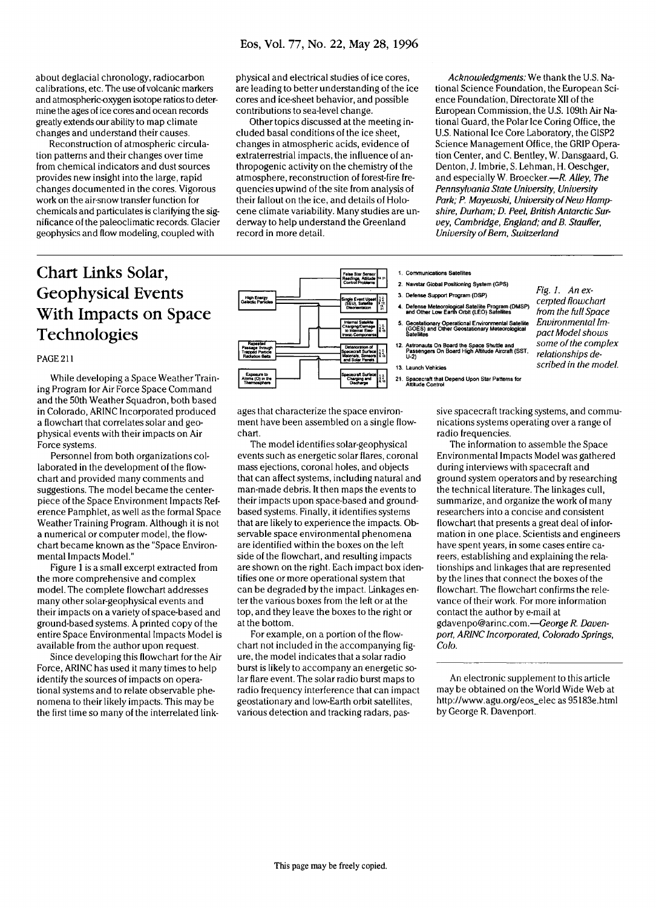about deglacial chronology, radiocarbon calibrations, etc. The use of volcanic markers and atmospheric-oxygen isotope ratios to determine the ages of ice cores and ocean records greatly extends our ability to map climate changes and understand their causes.

Reconstruction of atmospheric circulation patterns and their changes over time from chemical indicators and dust sources provides new insight into the large, rapid changes documented in the cores. Vigorous work on the air-snow transfer function for chemicals and particulates is clarifying the significance of the paleoclimatic records. Glacier geophysics and flow modeling, coupled with physical and electrical studies of ice cores, are leading to better understanding of the ice cores and ice-sheet behavior, and possible contributions to sea-level change.

Other topics discussed at the meeting included basal conditions of the ice sheet, changes in atmospheric acids, evidence of extraterrestrial impacts, the influence of anthropogenic activity on the chemistry of the atmosphere, reconstruction of forest-fire frequencies upwind of the site from analysis of their fallout on the ice, and details of Holocene climate variability. Many studies are underway to help understand the Greenland record in more detail.

*Acknowledgments:* We thank the U.S. National Science Foundation, the European Science Foundation, Directorate XII of the European Commission, the U.S. 109th Air National Guard, the Polar Ice Coring Office, the U.S. National Ice Core Laboratory, the GISP2 Science Management Office, the GRIP Operation Center, and C. Bentley, W. Dansgaard, G. Denton, J. Imbrie, S. Lehman, H. Oeschger, and especially W. Broecker.—*R. Alley, The Pennsylvania State University, University Park; P. Mayewski, University of New Hampshire, Durham; D. Peel, British Antarctic Survey, Cambridge, England; and B. Stauffer, University of Bern, Switzerland*

# Chart Links Solar, Geophysical Events With Impacts on Space Technologies

PAGE 211

While developing a Space Weather Training Program for Air Force Space Command and the 50th Weather Squadron, both based in Colorado, ARINC Incorporated produced a flowchart that correlates solar and geophysical events with their impacts on Air Force systems.

Personnel from both organizations collaborated in the development of the flowchart and provided many comments and suggestions. The model became the centerpiece of the Space Environment Impacts Reference Pamphlet, as well as the formal Space Weather Training Program. Although it is not a numerical or computer model, the flowchart became known as the "Space Environmental Impacts Model."

Figure 1 is a small excerpt extracted from the more comprehensive and complex model. The complete flowchart addresses many other solar-geophysical events and their impacts on a variety of space-based and ground-based systems. A printed copy of the entire Space Environmental Impacts Model is available from the author upon request.

Since developing this flowchart for the Air Force, ARINC has used it many times to help identify the sources of impacts on operational systems and to relate observable phenomena to their likely impacts. This may be the first time so many of the interrelated linkages that characterize the space environment have been assembled on a single flowchart.

High Energy Galactic Particles

Repeated Passage through Trapped Particle Radiation Belts

Exposure to Atoms (O) in the Thermosphere

False Star Sensor Readings, Attitude Control Problems

Single Event Upset (SEU), Satellite Disorientation

Internal Satellite Charging/Damage to Internal Electronic Components

Deterioration of Spacecraft Surface Materials, Sensors and Solar Panels

Spacecraft Surface Charging and Discharge

1. Communications Satellites
2. Navstar Global Positioning System (GPS)
3. Defense Support Program (DSP)
4. Defense Meteorological Satellite Program (DMSP) and Other Low Earth Orbit (LEO) Satellites
5. Geostationary Operational Environmental Satellite (GOES) and Other Geostationary Meteorological Satellites
12. Astronauts On Board the Space Shuttle and Passengers On Board High Altitude Aircraft (SST, U-2)
13. Launch Vehicles
21. Spacecraft that Depend Upon Star Patterns for Attitude Control

*Fig. 1. An excerpted flowchart from the full Space Environmental Impact Model shows some of the complex relationships described in the model.*

The model identifies solar-geophysical events such as energetic solar flares, coronal mass ejections, coronal holes, and objects that can affect systems, including natural and man-made debris. It then maps the events to their impacts upon space-based and ground-based systems. Finally, it identifies systems that are likely to experience the impacts. Observable space environmental phenomena are identified within the boxes on the left side of the flowchart, and resulting impacts are shown on the right. Each impact box identifies one or more operational system that can be degraded by the impact. Linkages enter the various boxes from the left or at the top, and they leave the boxes to the right or at the bottom.

For example, on a portion of the flowchart not included in the accompanying figure, the model indicates that a solar radio burst is likely to accompany an energetic solar flare event. The solar radio burst maps to radio frequency interference that can impact geostationary and low-Earth orbit satellites, various detection and tracking radars, passive spacecraft tracking systems, and communications systems operating over a range of radio frequencies.

The information to assemble the Space Environmental Impacts Model was gathered during interviews with spacecraft and ground system operators and by researching the technical literature. The linkages cull, summarize, and organize the work of many researchers into a concise and consistent flowchart that presents a great deal of information in one place. Scientists and engineers have spent years, in some cases entire careers, establishing and explaining the relationships and linkages that are represented by the lines that connect the boxes of the flowchart. The flowchart confirms the relevance of their work. For more information contact the author by e-mail at gdavenpo@arinc.com.—*George R. Davenport, ARINC Incorporated, Colorado Springs, Colo.*

An electronic supplement to this article may be obtained on the World Wide Web at http://www.agu.org/eos_elec as 95183e.html by George R. Davenport.

This page may be freely copied.